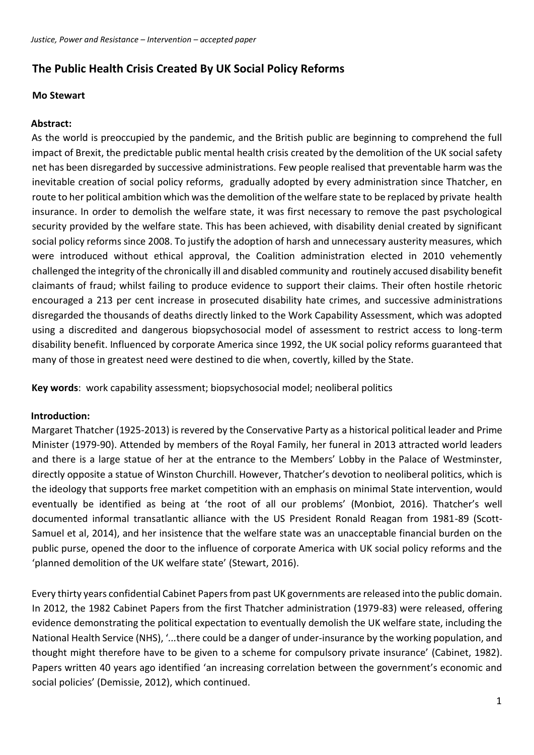*Justice, Power and Resistance – Intervention – accepted paper*

## The Public Health Crisis Created By UK Social Policy Reforms

**Mo Stewart**

**Abstract:**

As the world is preoccupied by the pandemic, and the British public are beginning to comprehend the full impact of Brexit, the predictable public mental health crisis created by the demolition of the UK social safety net has been disregarded by successive administrations. Few people realised that preventable harm was the inevitable creation of social policy reforms, gradually adopted by every administration since Thatcher, en route to her political ambition which was the demolition of the welfare state to be replaced by private health insurance. In order to demolish the welfare state, it was first necessary to remove the past psychological security provided by the welfare state. This has been achieved, with disability denial created by significant social policy reforms since 2008. To justify the adoption of harsh and unnecessary austerity measures, which were introduced without ethical approval, the Coalition administration elected in 2010 vehemently challenged the integrity of the chronically ill and disabled community and routinely accused disability benefit claimants of fraud; whilst failing to produce evidence to support their claims. Their often hostile rhetoric encouraged a 213 per cent increase in prosecuted disability hate crimes, and successive administrations disregarded the thousands of deaths directly linked to the Work Capability Assessment, which was adopted using a discredited and dangerous biopsychosocial model of assessment to restrict access to long-term disability benefit. Influenced by corporate America since 1992, the UK social policy reforms guaranteed that many of those in greatest need were destined to die when, covertly, killed by the State.

**Key words**: work capability assessment; biopsychosocial model; neoliberal politics

**Introduction:**

Margaret Thatcher (1925-2013) is revered by the Conservative Party as a historical political leader and Prime Minister (1979-90). Attended by members of the Royal Family, her funeral in 2013 attracted world leaders and there is a large statue of her at the entrance to the Members' Lobby in the Palace of Westminster, directly opposite a statue of Winston Churchill. However, Thatcher's devotion to neoliberal politics, which is the ideology that supports free market competition with an emphasis on minimal State intervention, would eventually be identified as being at 'the root of all our problems' (Monbiot, 2016). Thatcher's well documented informal transatlantic alliance with the US President Ronald Reagan from 1981-89 (Scott-Samuel et al, 2014), and her insistence that the welfare state was an unacceptable financial burden on the public purse, opened the door to the influence of corporate America with UK social policy reforms and the 'planned demolition of the UK welfare state' (Stewart, 2016).

Every thirty years confidential Cabinet Papers from past UK governments are released into the public domain. In 2012, the 1982 Cabinet Papers from the first Thatcher administration (1979-83) were released, offering evidence demonstrating the political expectation to eventually demolish the UK welfare state, including the National Health Service (NHS), '...there could be a danger of under-insurance by the working population, and thought might therefore have to be given to a scheme for compulsory private insurance' (Cabinet, 1982). Papers written 40 years ago identified 'an increasing correlation between the government's economic and social policies' (Demissie, 2012), which continued.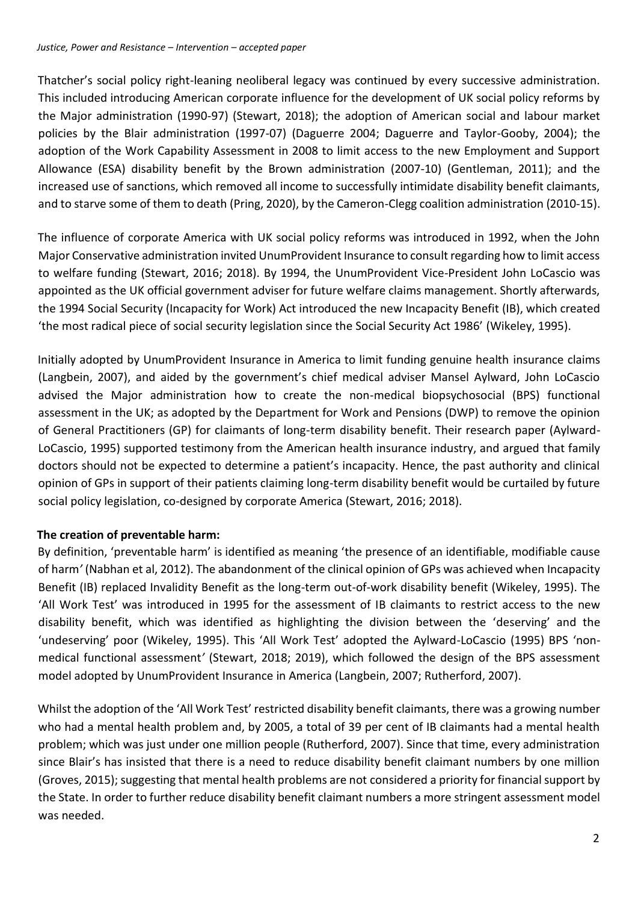Thatcher's social policy right-leaning neoliberal legacy was continued by every successive administration. This included introducing American corporate influence for the development of UK social policy reforms by the Major administration (1990-97) (Stewart, 2018); the adoption of American social and labour market policies by the Blair administration (1997-07) (Daguerre 2004; Daguerre and Taylor-Gooby, 2004); the adoption of the Work Capability Assessment in 2008 to limit access to the new Employment and Support Allowance (ESA) disability benefit by the Brown administration (2007-10) (Gentleman, 2011); and the increased use of sanctions, which removed all income to successfully intimidate disability benefit claimants, and to starve some of them to death (Pring, 2020), by the Cameron-Clegg coalition administration (2010-15).

The influence of corporate America with UK social policy reforms was introduced in 1992, when the John Major Conservative administration invited UnumProvident Insurance to consult regarding how to limit access to welfare funding (Stewart, 2016; 2018). By 1994, the UnumProvident Vice-President John LoCascio was appointed as the UK official government adviser for future welfare claims management. Shortly afterwards, the 1994 Social Security (Incapacity for Work) Act introduced the new Incapacity Benefit (IB), which created 'the most radical piece of social security legislation since the Social Security Act 1986' (Wikeley, 1995).

Initially adopted by UnumProvident Insurance in America to limit funding genuine health insurance claims (Langbein, 2007), and aided by the government's chief medical adviser Mansel Aylward, John LoCascio advised the Major administration how to create the non-medical biopsychosocial (BPS) functional assessment in the UK; as adopted by the Department for Work and Pensions (DWP) to remove the opinion of General Practitioners (GP) for claimants of long-term disability benefit. Their research paper (Aylward-LoCascio, 1995) supported testimony from the American health insurance industry, and argued that family doctors should not be expected to determine a patient's incapacity. Hence, the past authority and clinical opinion of GPs in support of their patients claiming long-term disability benefit would be curtailed by future social policy legislation, co-designed by corporate America (Stewart, 2016; 2018).

**The creation of preventable harm:**

By definition, 'preventable harm' is identified as meaning 'the presence of an identifiable, modifiable cause of harm*'* (Nabhan et al, 2012). The abandonment of the clinical opinion of GPs was achieved when Incapacity Benefit (IB) replaced Invalidity Benefit as the long-term out-of-work disability benefit (Wikeley, 1995). The 'All Work Test' was introduced in 1995 for the assessment of IB claimants to restrict access to the new disability benefit, which was identified as highlighting the division between the 'deserving' and the 'undeserving' poor (Wikeley, 1995). This 'All Work Test' adopted the Aylward-LoCascio (1995) BPS 'non-medical functional assessment*'* (Stewart, 2018; 2019), which followed the design of the BPS assessment model adopted by UnumProvident Insurance in America (Langbein, 2007; Rutherford, 2007).

Whilst the adoption of the 'All Work Test' restricted disability benefit claimants, there was a growing number who had a mental health problem and, by 2005, a total of 39 per cent of IB claimants had a mental health problem; which was just under one million people (Rutherford, 2007). Since that time, every administration since Blair's has insisted that there is a need to reduce disability benefit claimant numbers by one million (Groves, 2015); suggesting that mental health problems are not considered a priority for financial support by the State. In order to further reduce disability benefit claimant numbers a more stringent assessment model was needed.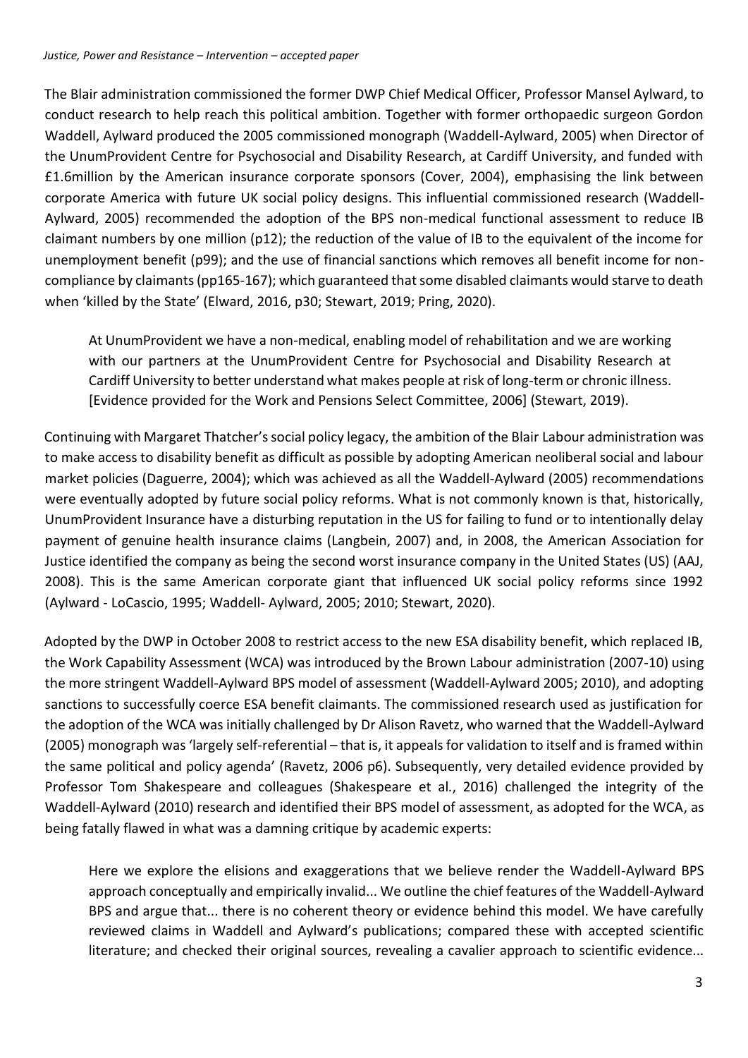The Blair administration commissioned the former DWP Chief Medical Officer, Professor Mansel Aylward, to conduct research to help reach this political ambition. Together with former orthopaedic surgeon Gordon Waddell, Aylward produced the 2005 commissioned monograph (Waddell-Aylward, 2005) when Director of the UnumProvident Centre for Psychosocial and Disability Research, at Cardiff University, and funded with £1.6million by the American insurance corporate sponsors (Cover, 2004), emphasising the link between corporate America with future UK social policy designs. This influential commissioned research (Waddell-Aylward, 2005) recommended the adoption of the BPS non-medical functional assessment to reduce IB claimant numbers by one million (p12); the reduction of the value of IB to the equivalent of the income for unemployment benefit (p99); and the use of financial sanctions which removes all benefit income for non-compliance by claimants (pp165-167); which guaranteed that some disabled claimants would starve to death when 'killed by the State' (Elward, 2016, p30; Stewart, 2019; Pring, 2020).

> At UnumProvident we have a non-medical, enabling model of rehabilitation and we are working with our partners at the UnumProvident Centre for Psychosocial and Disability Research at Cardiff University to better understand what makes people at risk of long-term or chronic illness. [Evidence provided for the Work and Pensions Select Committee, 2006] (Stewart, 2019).

Continuing with Margaret Thatcher's social policy legacy, the ambition of the Blair Labour administration was to make access to disability benefit as difficult as possible by adopting American neoliberal social and labour market policies (Daguerre, 2004); which was achieved as all the Waddell-Aylward (2005) recommendations were eventually adopted by future social policy reforms. What is not commonly known is that, historically, UnumProvident Insurance have a disturbing reputation in the US for failing to fund or to intentionally delay payment of genuine health insurance claims (Langbein, 2007) and, in 2008, the American Association for Justice identified the company as being the second worst insurance company in the United States (US) (AAJ, 2008). This is the same American corporate giant that influenced UK social policy reforms since 1992 (Aylward - LoCascio, 1995; Waddell- Aylward, 2005; 2010; Stewart, 2020).

Adopted by the DWP in October 2008 to restrict access to the new ESA disability benefit, which replaced IB, the Work Capability Assessment (WCA) was introduced by the Brown Labour administration (2007-10) using the more stringent Waddell-Aylward BPS model of assessment (Waddell-Aylward 2005; 2010), and adopting sanctions to successfully coerce ESA benefit claimants. The commissioned research used as justification for the adoption of the WCA was initially challenged by Dr Alison Ravetz, who warned that the Waddell-Aylward (2005) monograph was 'largely self-referential – that is, it appeals for validation to itself and is framed within the same political and policy agenda' (Ravetz, 2006 p6). Subsequently, very detailed evidence provided by Professor Tom Shakespeare and colleagues (Shakespeare et al., 2016) challenged the integrity of the Waddell-Aylward (2010) research and identified their BPS model of assessment, as adopted for the WCA, as being fatally flawed in what was a damning critique by academic experts:

> Here we explore the elisions and exaggerations that we believe render the Waddell-Aylward BPS approach conceptually and empirically invalid... We outline the chief features of the Waddell-Aylward BPS and argue that... there is no coherent theory or evidence behind this model. We have carefully reviewed claims in Waddell and Aylward's publications; compared these with accepted scientific literature; and checked their original sources, revealing a cavalier approach to scientific evidence...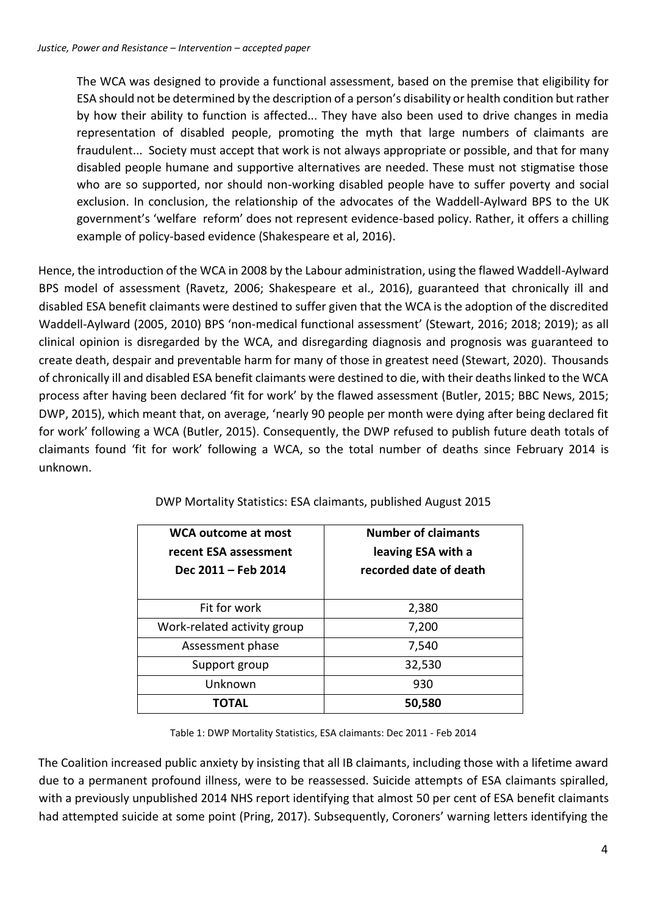> The WCA was designed to provide a functional assessment, based on the premise that eligibility for ESA should not be determined by the description of a person's disability or health condition but rather by how their ability to function is affected... They have also been used to drive changes in media representation of disabled people, promoting the myth that large numbers of claimants are fraudulent... Society must accept that work is not always appropriate or possible, and that for many disabled people humane and supportive alternatives are needed. These must not stigmatise those who are so supported, nor should non-working disabled people have to suffer poverty and social exclusion. In conclusion, the relationship of the advocates of the Waddell-Aylward BPS to the UK government's 'welfare reform' does not represent evidence-based policy. Rather, it offers a chilling example of policy-based evidence (Shakespeare et al, 2016).

Hence, the introduction of the WCA in 2008 by the Labour administration, using the flawed Waddell-Aylward BPS model of assessment (Ravetz, 2006; Shakespeare et al., 2016), guaranteed that chronically ill and disabled ESA benefit claimants were destined to suffer given that the WCA is the adoption of the discredited Waddell-Aylward (2005, 2010) BPS 'non-medical functional assessment' (Stewart, 2016; 2018; 2019); as all clinical opinion is disregarded by the WCA, and disregarding diagnosis and prognosis was guaranteed to create death, despair and preventable harm for many of those in greatest need (Stewart, 2020). Thousands of chronically ill and disabled ESA benefit claimants were destined to die, with their deaths linked to the WCA process after having been declared 'fit for work' by the flawed assessment (Butler, 2015; BBC News, 2015; DWP, 2015), which meant that, on average, 'nearly 90 people per month were dying after being declared fit for work' following a WCA (Butler, 2015). Consequently, the DWP refused to publish future death totals of claimants found 'fit for work' following a WCA, so the total number of deaths since February 2014 is unknown.

DWP Mortality Statistics: ESA claimants, published August 2015

| WCA outcome at most recent ESA assessment Dec 2011 – Feb 2014 | Number of claimants leaving ESA with a recorded date of death |
|---|---|
| Fit for work | 2,380 |
| Work-related activity group | 7,200 |
| Assessment phase | 7,540 |
| Support group | 32,530 |
| Unknown | 930 |
| **TOTAL** | **50,580** |

Table 1: DWP Mortality Statistics, ESA claimants: Dec 2011 - Feb 2014

The Coalition increased public anxiety by insisting that all IB claimants, including those with a lifetime award due to a permanent profound illness, were to be reassessed. Suicide attempts of ESA claimants spiralled, with a previously unpublished 2014 NHS report identifying that almost 50 per cent of ESA benefit claimants had attempted suicide at some point (Pring, 2017). Subsequently, Coroners' warning letters identifying the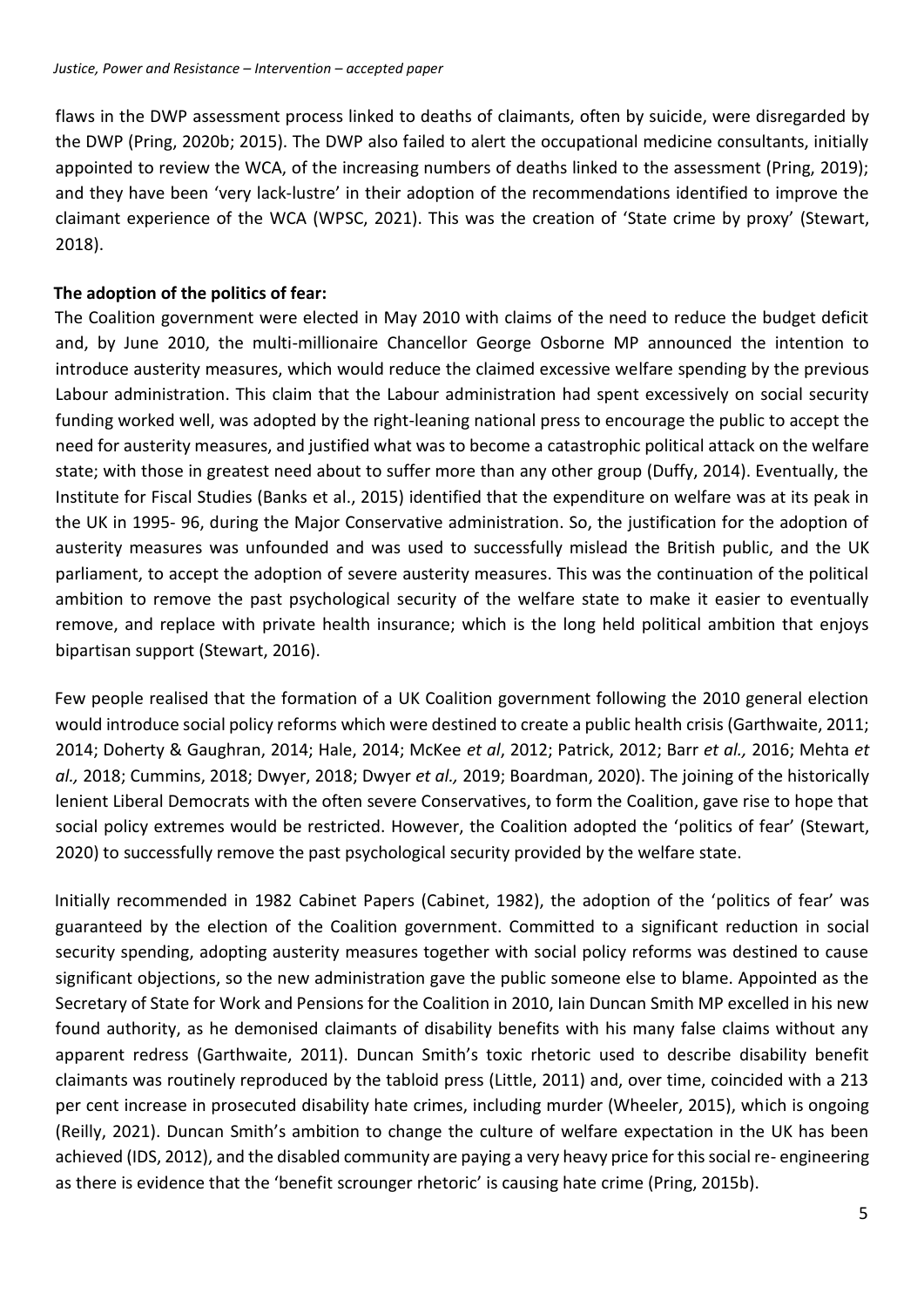flaws in the DWP assessment process linked to deaths of claimants, often by suicide, were disregarded by the DWP (Pring, 2020b; 2015). The DWP also failed to alert the occupational medicine consultants, initially appointed to review the WCA, of the increasing numbers of deaths linked to the assessment (Pring, 2019); and they have been 'very lack-lustre' in their adoption of the recommendations identified to improve the claimant experience of the WCA (WPSC, 2021). This was the creation of 'State crime by proxy' (Stewart, 2018).

**The adoption of the politics of fear:**

The Coalition government were elected in May 2010 with claims of the need to reduce the budget deficit and, by June 2010, the multi-millionaire Chancellor George Osborne MP announced the intention to introduce austerity measures, which would reduce the claimed excessive welfare spending by the previous Labour administration. This claim that the Labour administration had spent excessively on social security funding worked well, was adopted by the right-leaning national press to encourage the public to accept the need for austerity measures, and justified what was to become a catastrophic political attack on the welfare state; with those in greatest need about to suffer more than any other group (Duffy, 2014). Eventually, the Institute for Fiscal Studies (Banks et al., 2015) identified that the expenditure on welfare was at its peak in the UK in 1995- 96, during the Major Conservative administration. So, the justification for the adoption of austerity measures was unfounded and was used to successfully mislead the British public, and the UK parliament, to accept the adoption of severe austerity measures. This was the continuation of the political ambition to remove the past psychological security of the welfare state to make it easier to eventually remove, and replace with private health insurance; which is the long held political ambition that enjoys bipartisan support (Stewart, 2016).

Few people realised that the formation of a UK Coalition government following the 2010 general election would introduce social policy reforms which were destined to create a public health crisis (Garthwaite, 2011; 2014; Doherty & Gaughran, 2014; Hale, 2014; McKee *et al*, 2012; Patrick, 2012; Barr *et al.,* 2016; Mehta *et al.,* 2018; Cummins, 2018; Dwyer, 2018; Dwyer *et al.,* 2019; Boardman, 2020). The joining of the historically lenient Liberal Democrats with the often severe Conservatives, to form the Coalition, gave rise to hope that social policy extremes would be restricted. However, the Coalition adopted the 'politics of fear' (Stewart, 2020) to successfully remove the past psychological security provided by the welfare state.

Initially recommended in 1982 Cabinet Papers (Cabinet, 1982), the adoption of the 'politics of fear' was guaranteed by the election of the Coalition government. Committed to a significant reduction in social security spending, adopting austerity measures together with social policy reforms was destined to cause significant objections, so the new administration gave the public someone else to blame. Appointed as the Secretary of State for Work and Pensions for the Coalition in 2010, Iain Duncan Smith MP excelled in his new found authority, as he demonised claimants of disability benefits with his many false claims without any apparent redress (Garthwaite, 2011). Duncan Smith's toxic rhetoric used to describe disability benefit claimants was routinely reproduced by the tabloid press (Little, 2011) and, over time, coincided with a 213 per cent increase in prosecuted disability hate crimes, including murder (Wheeler, 2015), which is ongoing (Reilly, 2021). Duncan Smith's ambition to change the culture of welfare expectation in the UK has been achieved (IDS, 2012), and the disabled community are paying a very heavy price for this social re- engineering as there is evidence that the 'benefit scrounger rhetoric' is causing hate crime (Pring, 2015b).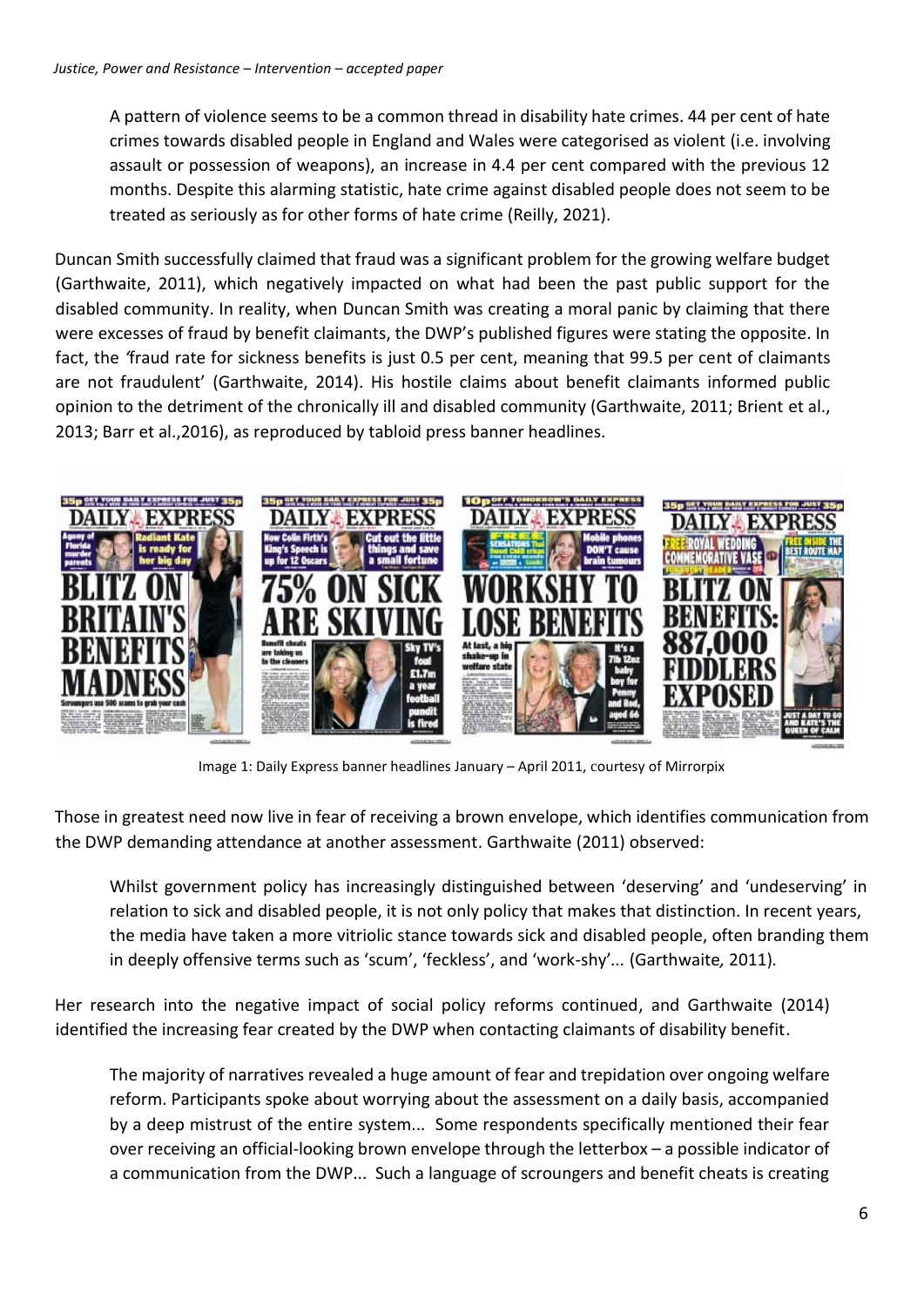> A pattern of violence seems to be a common thread in disability hate crimes. 44 per cent of hate crimes towards disabled people in England and Wales were categorised as violent (i.e. involving assault or possession of weapons), an increase in 4.4 per cent compared with the previous 12 months. Despite this alarming statistic, hate crime against disabled people does not seem to be treated as seriously as for other forms of hate crime (Reilly, 2021).

Duncan Smith successfully claimed that fraud was a significant problem for the growing welfare budget (Garthwaite, 2011), which negatively impacted on what had been the past public support for the disabled community. In reality, when Duncan Smith was creating a moral panic by claiming that there were excesses of fraud by benefit claimants, the DWP's published figures were stating the opposite. In fact, the 'fraud rate for sickness benefits is just 0.5 per cent, meaning that 99.5 per cent of claimants are not fraudulent' (Garthwaite, 2014). His hostile claims about benefit claimants informed public opinion to the detriment of the chronically ill and disabled community (Garthwaite, 2011; Brient et al., 2013; Barr et al.,2016), as reproduced by tabloid press banner headlines.

Image 1: Daily Express banner headlines January – April 2011, courtesy of Mirrorpix

Those in greatest need now live in fear of receiving a brown envelope, which identifies communication from the DWP demanding attendance at another assessment. Garthwaite (2011) observed:

> Whilst government policy has increasingly distinguished between 'deserving' and 'undeserving' in relation to sick and disabled people, it is not only policy that makes that distinction. In recent years, the media have taken a more vitriolic stance towards sick and disabled people, often branding them in deeply offensive terms such as 'scum', 'feckless', and 'work-shy'... (Garthwaite*,* 2011)*.*

Her research into the negative impact of social policy reforms continued, and Garthwaite (2014) identified the increasing fear created by the DWP when contacting claimants of disability benefit.

> The majority of narratives revealed a huge amount of fear and trepidation over ongoing welfare reform. Participants spoke about worrying about the assessment on a daily basis, accompanied by a deep mistrust of the entire system... Some respondents specifically mentioned their fear over receiving an official-looking brown envelope through the letterbox – a possible indicator of a communication from the DWP... Such a language of scroungers and benefit cheats is creating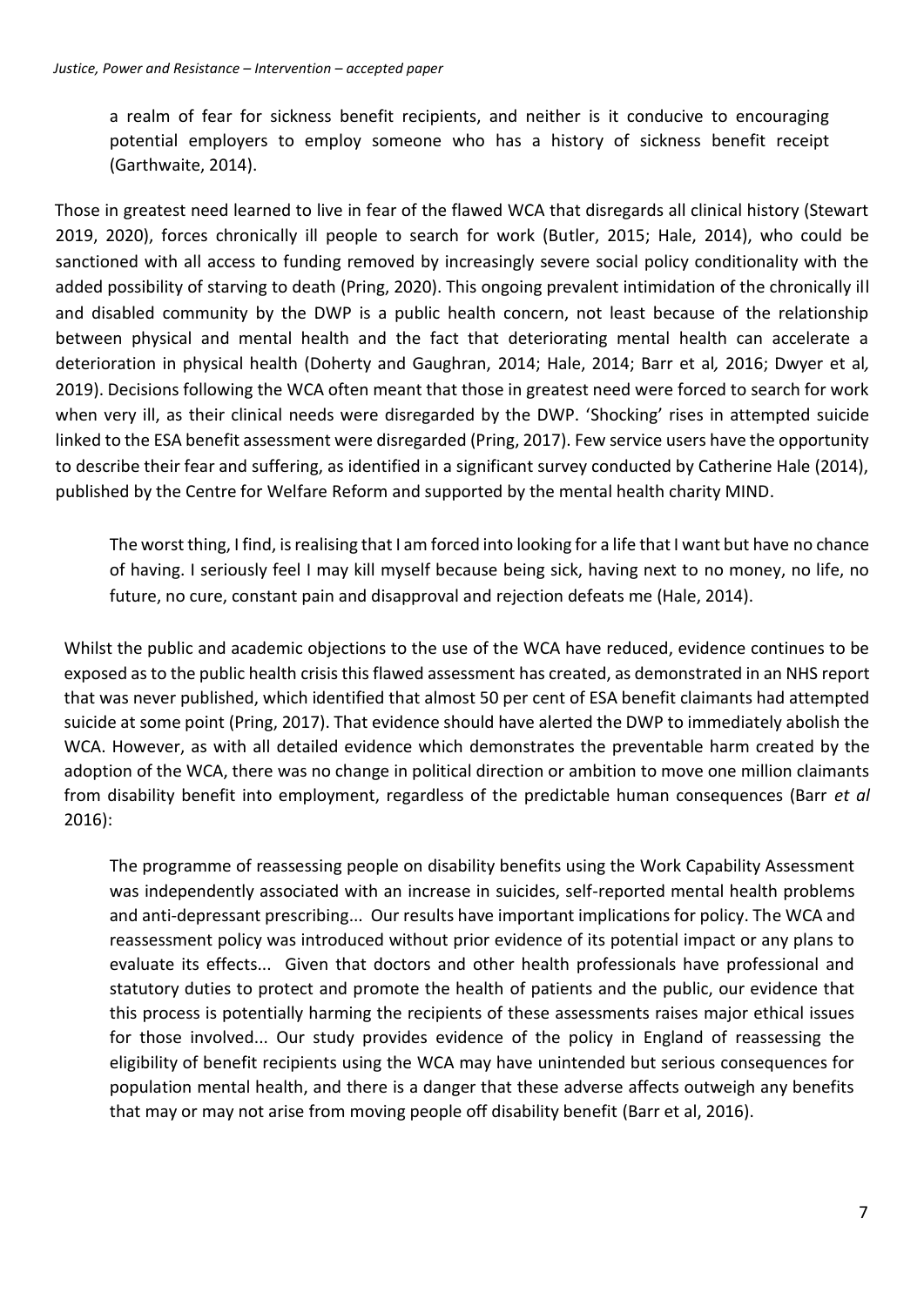> a realm of fear for sickness benefit recipients, and neither is it conducive to encouraging potential employers to employ someone who has a history of sickness benefit receipt (Garthwaite, 2014).

Those in greatest need learned to live in fear of the flawed WCA that disregards all clinical history (Stewart 2019, 2020), forces chronically ill people to search for work (Butler, 2015; Hale, 2014), who could be sanctioned with all access to funding removed by increasingly severe social policy conditionality with the added possibility of starving to death (Pring, 2020). This ongoing prevalent intimidation of the chronically ill and disabled community by the DWP is a public health concern, not least because of the relationship between physical and mental health and the fact that deteriorating mental health can accelerate a deterioration in physical health (Doherty and Gaughran, 2014; Hale, 2014; Barr et al*,* 2016; Dwyer et al*,* 2019). Decisions following the WCA often meant that those in greatest need were forced to search for work when very ill, as their clinical needs were disregarded by the DWP. 'Shocking' rises in attempted suicide linked to the ESA benefit assessment were disregarded (Pring, 2017). Few service users have the opportunity to describe their fear and suffering, as identified in a significant survey conducted by Catherine Hale (2014), published by the Centre for Welfare Reform and supported by the mental health charity MIND.

> The worst thing, I find, is realising that I am forced into looking for a life that I want but have no chance of having. I seriously feel I may kill myself because being sick, having next to no money, no life, no future, no cure, constant pain and disapproval and rejection defeats me (Hale, 2014).

Whilst the public and academic objections to the use of the WCA have reduced, evidence continues to be exposed as to the public health crisis this flawed assessment has created, as demonstrated in an NHS report that was never published, which identified that almost 50 per cent of ESA benefit claimants had attempted suicide at some point (Pring, 2017). That evidence should have alerted the DWP to immediately abolish the WCA. However, as with all detailed evidence which demonstrates the preventable harm created by the adoption of the WCA, there was no change in political direction or ambition to move one million claimants from disability benefit into employment, regardless of the predictable human consequences (Barr *et al* 2016):

> The programme of reassessing people on disability benefits using the Work Capability Assessment was independently associated with an increase in suicides, self-reported mental health problems and anti-depressant prescribing... Our results have important implications for policy. The WCA and reassessment policy was introduced without prior evidence of its potential impact or any plans to evaluate its effects... Given that doctors and other health professionals have professional and statutory duties to protect and promote the health of patients and the public, our evidence that this process is potentially harming the recipients of these assessments raises major ethical issues for those involved... Our study provides evidence of the policy in England of reassessing the eligibility of benefit recipients using the WCA may have unintended but serious consequences for population mental health, and there is a danger that these adverse affects outweigh any benefits that may or may not arise from moving people off disability benefit (Barr et al, 2016).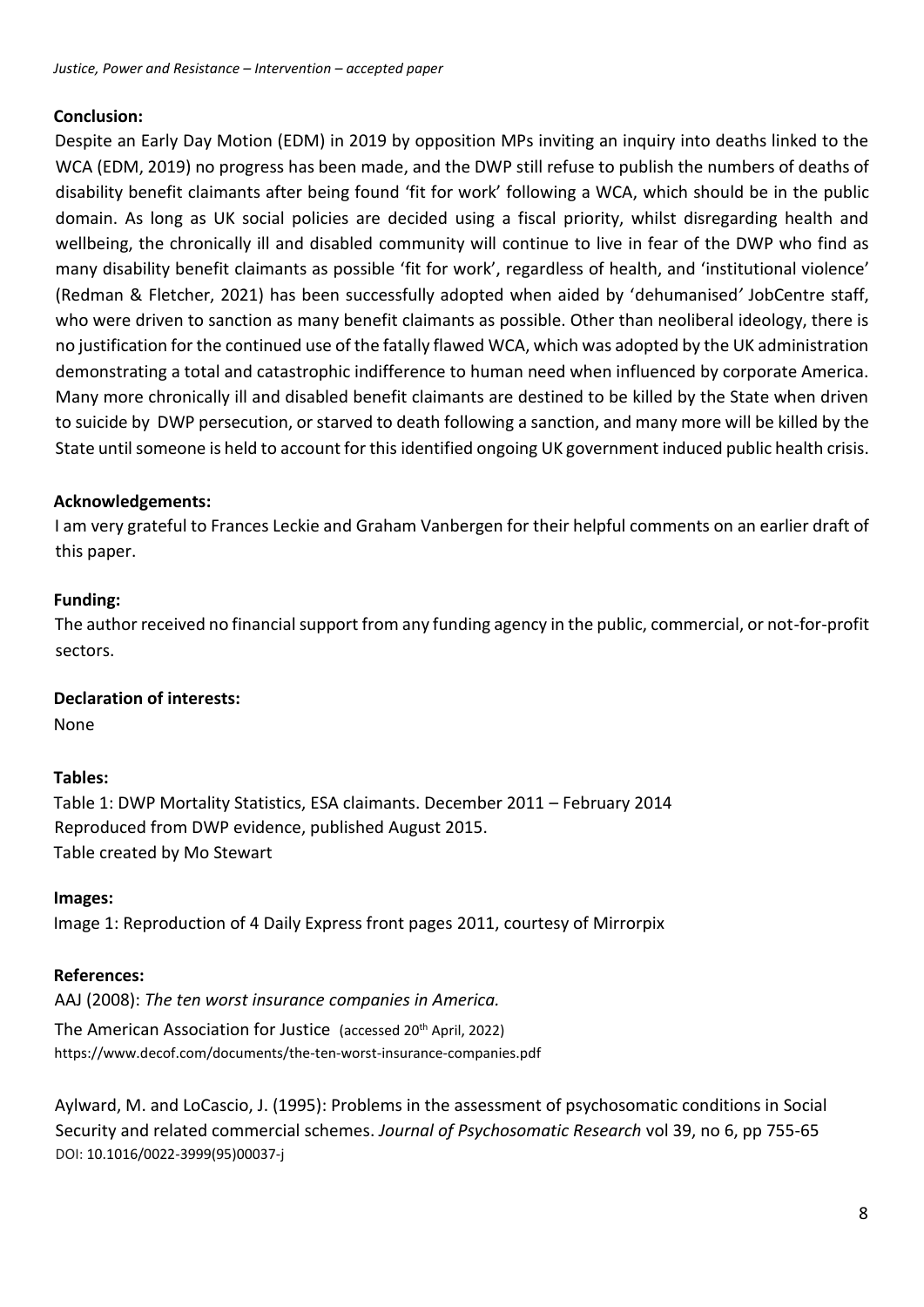**Conclusion:**

Despite an Early Day Motion (EDM) in 2019 by opposition MPs inviting an inquiry into deaths linked to the WCA (EDM, 2019) no progress has been made, and the DWP still refuse to publish the numbers of deaths of disability benefit claimants after being found 'fit for work' following a WCA, which should be in the public domain. As long as UK social policies are decided using a fiscal priority, whilst disregarding health and wellbeing, the chronically ill and disabled community will continue to live in fear of the DWP who find as many disability benefit claimants as possible 'fit for work', regardless of health, and 'institutional violence' (Redman & Fletcher, 2021) has been successfully adopted when aided by 'dehumanised' JobCentre staff, who were driven to sanction as many benefit claimants as possible. Other than neoliberal ideology, there is no justification for the continued use of the fatally flawed WCA, which was adopted by the UK administration demonstrating a total and catastrophic indifference to human need when influenced by corporate America. Many more chronically ill and disabled benefit claimants are destined to be killed by the State when driven to suicide by DWP persecution, or starved to death following a sanction, and many more will be killed by the State until someone is held to account for this identified ongoing UK government induced public health crisis.

**Acknowledgements:**

I am very grateful to Frances Leckie and Graham Vanbergen for their helpful comments on an earlier draft of this paper.

**Funding:**

The author received no financial support from any funding agency in the public, commercial, or not-for-profit sectors.

**Declaration of interests:**

None

**Tables:**

Table 1: DWP Mortality Statistics, ESA claimants. December 2011 – February 2014
Reproduced from DWP evidence, published August 2015.
Table created by Mo Stewart

**Images:**

Image 1: Reproduction of 4 Daily Express front pages 2011, courtesy of Mirrorpix

**References:**

AAJ (2008): *The ten worst insurance companies in America.*
The American Association for Justice (accessed 20th April, 2022)
https://www.decof.com/documents/the-ten-worst-insurance-companies.pdf

Aylward, M. and LoCascio, J. (1995): Problems in the assessment of psychosomatic conditions in Social Security and related commercial schemes. *Journal of Psychosomatic Research* vol 39, no 6, pp 755-65
DOI: 10.1016/0022-3999(95)00037-j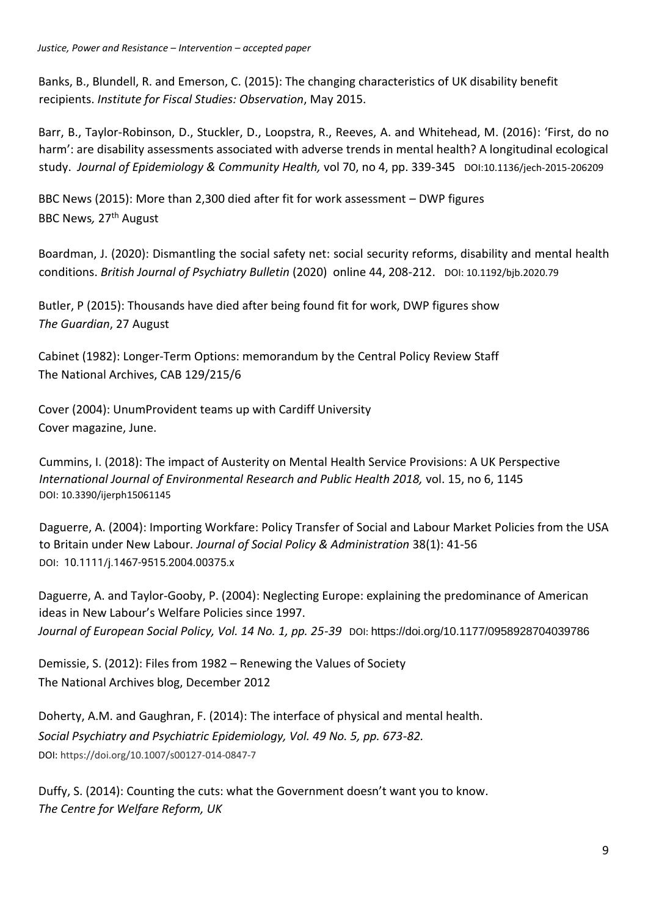Banks, B., Blundell, R. and Emerson, C. (2015): The changing characteristics of UK disability benefit recipients. *Institute for Fiscal Studies: Observation*, May 2015.

Barr, B., Taylor-Robinson, D., Stuckler, D., Loopstra, R., Reeves, A. and Whitehead, M. (2016): 'First, do no harm': are disability assessments associated with adverse trends in mental health? A longitudinal ecological study. *Journal of Epidemiology & Community Health,* vol 70, no 4, pp. 339-345 DOI:10.1136/jech-2015-206209

BBC News (2015): More than 2,300 died after fit for work assessment – DWP figures
BBC News*,* 27th August

Boardman, J. (2020): Dismantling the social safety net: social security reforms, disability and mental health conditions. *British Journal of Psychiatry Bulletin* (2020) online 44, 208-212. DOI: 10.1192/bjb.2020.79

Butler, P (2015): Thousands have died after being found fit for work, DWP figures show
*The Guardian*, 27 August

Cabinet (1982): Longer-Term Options: memorandum by the Central Policy Review Staff
The National Archives, CAB 129/215/6

Cover (2004): UnumProvident teams up with Cardiff University
Cover magazine, June.

Cummins, I. (2018): The impact of Austerity on Mental Health Service Provisions: A UK Perspective
*International Journal of Environmental Research and Public Health 2018,* vol. 15, no 6, 1145
DOI: 10.3390/ijerph15061145

Daguerre, A. (2004): Importing Workfare: Policy Transfer of Social and Labour Market Policies from the USA to Britain under New Labour. *Journal of Social Policy & Administration* 38(1): 41-56
DOI: 10.1111/j.1467-9515.2004.00375.x

Daguerre, A. and Taylor-Gooby, P. (2004): Neglecting Europe: explaining the predominance of American ideas in New Labour's Welfare Policies since 1997.
*Journal of European Social Policy, Vol. 14 No. 1, pp. 25-39* DOI: https://doi.org/10.1177/0958928704039786

Demissie, S. (2012): Files from 1982 – Renewing the Values of Society
The National Archives blog, December 2012

Doherty, A.M. and Gaughran, F. (2014): The interface of physical and mental health.
*Social Psychiatry and Psychiatric Epidemiology, Vol. 49 No. 5, pp. 673-82.*
DOI: https://doi.org/10.1007/s00127-014-0847-7

Duffy, S. (2014): Counting the cuts: what the Government doesn't want you to know.
*The Centre for Welfare Reform, UK*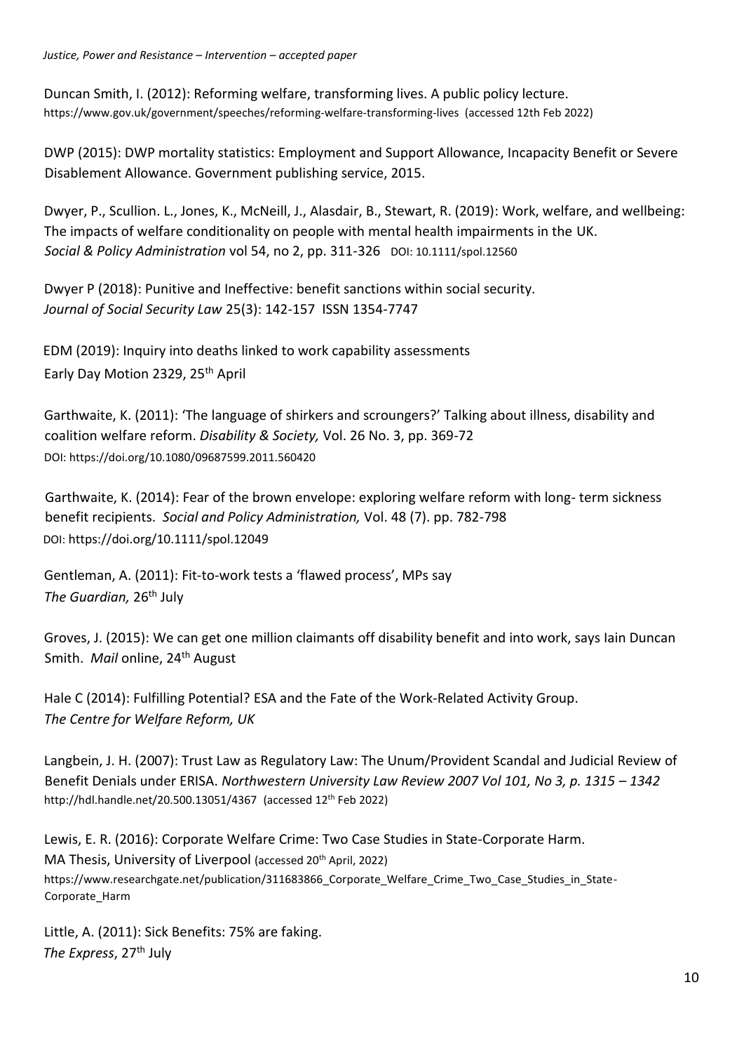Duncan Smith, I. (2012): Reforming welfare, transforming lives. A public policy lecture. https://www.gov.uk/government/speeches/reforming-welfare-transforming-lives (accessed 12th Feb 2022)

DWP (2015): DWP mortality statistics: Employment and Support Allowance, Incapacity Benefit or Severe Disablement Allowance. Government publishing service, 2015.

Dwyer, P., Scullion. L., Jones, K., McNeill, J., Alasdair, B., Stewart, R. (2019): Work, welfare, and wellbeing: The impacts of welfare conditionality on people with mental health impairments in the UK. *Social & Policy Administration* vol 54, no 2, pp. 311-326 DOI: 10.1111/spol.12560

Dwyer P (2018): Punitive and Ineffective: benefit sanctions within social security. *Journal of Social Security Law* 25(3): 142-157 ISSN 1354-7747

EDM (2019): Inquiry into deaths linked to work capability assessments Early Day Motion 2329, 25th April

Garthwaite, K. (2011): 'The language of shirkers and scroungers?' Talking about illness, disability and coalition welfare reform. *Disability & Society,* Vol. 26 No. 3, pp. 369-72 DOI: https://doi.org/10.1080/09687599.2011.560420

Garthwaite, K. (2014): Fear of the brown envelope: exploring welfare reform with long- term sickness benefit recipients. *Social and Policy Administration,* Vol. 48 (7). pp. 782-798 DOI: https://doi.org/10.1111/spol.12049

Gentleman, A. (2011): Fit-to-work tests a 'flawed process', MPs say *The Guardian,* 26th July

Groves, J. (2015): We can get one million claimants off disability benefit and into work, says Iain Duncan Smith. *Mail* online, 24th August

Hale C (2014): Fulfilling Potential? ESA and the Fate of the Work-Related Activity Group. *The Centre for Welfare Reform, UK*

Langbein, J. H. (2007): Trust Law as Regulatory Law: The Unum/Provident Scandal and Judicial Review of Benefit Denials under ERISA. *Northwestern University Law Review 2007 Vol 101, No 3, p. 1315 – 1342* http://hdl.handle.net/20.500.13051/4367 (accessed 12th Feb 2022)

Lewis, E. R. (2016): Corporate Welfare Crime: Two Case Studies in State-Corporate Harm. MA Thesis, University of Liverpool (accessed 20th April, 2022) https://www.researchgate.net/publication/311683866_Corporate_Welfare_Crime_Two_Case_Studies_in_State-Corporate_Harm

Little, A. (2011): Sick Benefits: 75% are faking. *The Express*, 27th July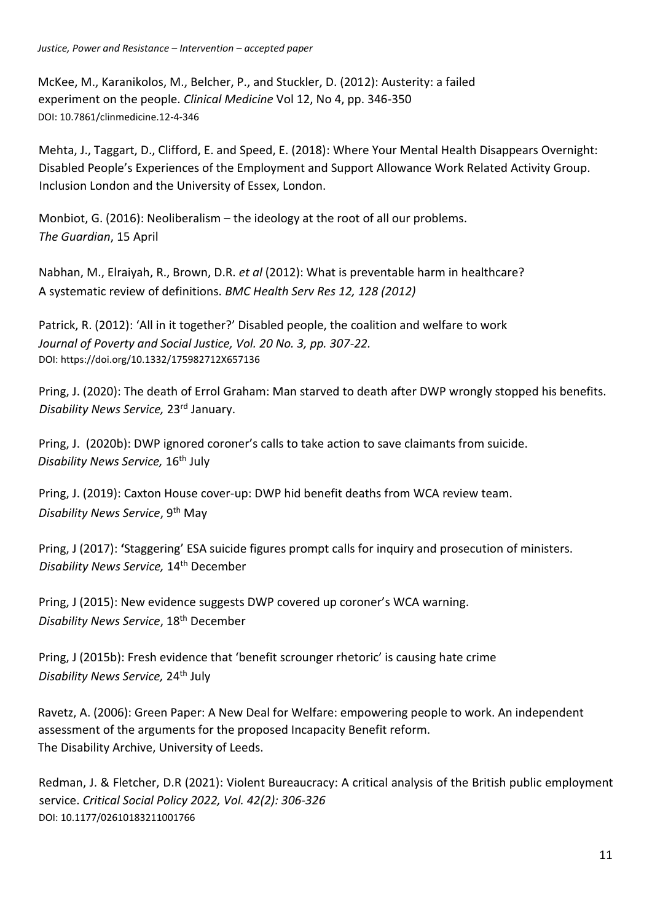McKee, M., Karanikolos, M., Belcher, P., and Stuckler, D. (2012): Austerity: a failed experiment on the people. *Clinical Medicine* Vol 12, No 4, pp. 346-350
DOI: 10.7861/clinmedicine.12-4-346

Mehta, J., Taggart, D., Clifford, E. and Speed, E. (2018): Where Your Mental Health Disappears Overnight: Disabled People's Experiences of the Employment and Support Allowance Work Related Activity Group. Inclusion London and the University of Essex, London.

Monbiot, G. (2016): Neoliberalism – the ideology at the root of all our problems. *The Guardian*, 15 April

Nabhan, M., Elraiyah, R., Brown, D.R. *et al* (2012): What is preventable harm in healthcare? A systematic review of definitions. *BMC Health Serv Res 12, 128 (2012)*

Patrick, R. (2012): 'All in it together?' Disabled people, the coalition and welfare to work *Journal of Poverty and Social Justice, Vol. 20 No. 3, pp. 307-22.*
DOI: https://doi.org/10.1332/175982712X657136

Pring, J. (2020): The death of Errol Graham: Man starved to death after DWP wrongly stopped his benefits. *Disability News Service,* 23rd January.

Pring, J. (2020b): DWP ignored coroner's calls to take action to save claimants from suicide. *Disability News Service,* 16th July

Pring, J. (2019): Caxton House cover-up: DWP hid benefit deaths from WCA review team. *Disability News Service*, 9th May

Pring, J (2017): 'Staggering' ESA suicide figures prompt calls for inquiry and prosecution of ministers. *Disability News Service,* 14th December

Pring, J (2015): New evidence suggests DWP covered up coroner's WCA warning. *Disability News Service*, 18th December

Pring, J (2015b): Fresh evidence that 'benefit scrounger rhetoric' is causing hate crime *Disability News Service,* 24th July

Ravetz, A. (2006): Green Paper: A New Deal for Welfare: empowering people to work. An independent assessment of the arguments for the proposed Incapacity Benefit reform. The Disability Archive, University of Leeds.

Redman, J. & Fletcher, D.R (2021): Violent Bureaucracy: A critical analysis of the British public employment service. *Critical Social Policy 2022, Vol. 42(2): 306-326*
DOI: 10.1177/02610183211001766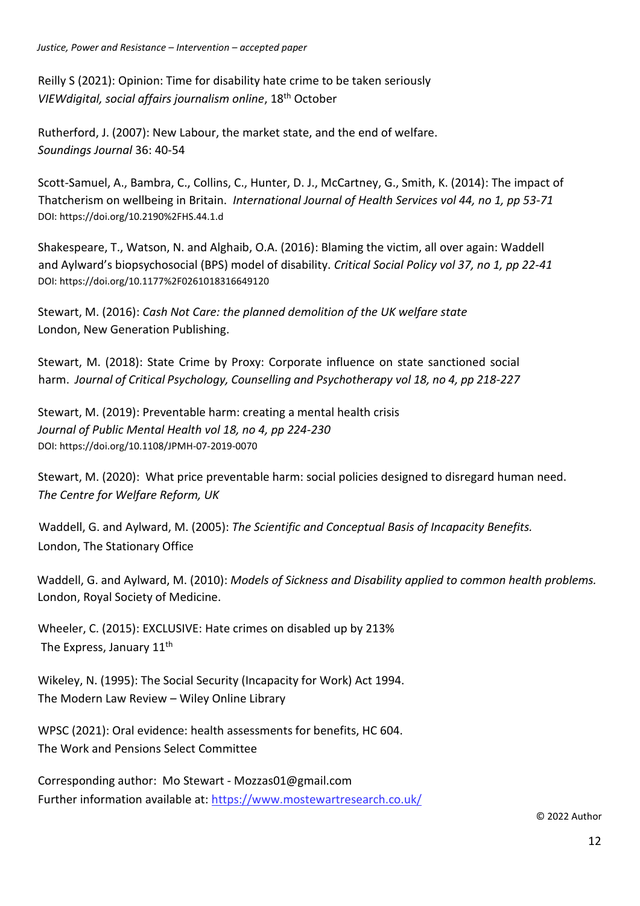Reilly S (2021): Opinion: Time for disability hate crime to be taken seriously
*VIEWdigital, social affairs journalism online*, 18th October

Rutherford, J. (2007): New Labour, the market state, and the end of welfare.
*Soundings Journal* 36: 40-54

Scott-Samuel, A., Bambra, C., Collins, C., Hunter, D. J., McCartney, G., Smith, K. (2014): The impact of Thatcherism on wellbeing in Britain. *International Journal of Health Services vol 44, no 1, pp 53-71*
DOI: https://doi.org/10.2190%2FHS.44.1.d

Shakespeare, T., Watson, N. and Alghaib, O.A. (2016): Blaming the victim, all over again: Waddell and Aylward's biopsychosocial (BPS) model of disability. *Critical Social Policy vol 37, no 1, pp 22-41*
DOI: https://doi.org/10.1177%2F0261018316649120

Stewart, M. (2016): *Cash Not Care: the planned demolition of the UK welfare state*
London, New Generation Publishing.

Stewart, M. (2018): State Crime by Proxy: Corporate influence on state sanctioned social harm. *Journal of Critical Psychology, Counselling and Psychotherapy vol 18, no 4, pp 218-227*

Stewart, M. (2019): Preventable harm: creating a mental health crisis
*Journal of Public Mental Health vol 18, no 4, pp 224-230*
DOI: https://doi.org/10.1108/JPMH-07-2019-0070

Stewart, M. (2020): What price preventable harm: social policies designed to disregard human need.
*The Centre for Welfare Reform, UK*

Waddell, G. and Aylward, M. (2005): *The Scientific and Conceptual Basis of Incapacity Benefits.*
London, The Stationary Office

Waddell, G. and Aylward, M. (2010): *Models of Sickness and Disability applied to common health problems.*
London, Royal Society of Medicine.

Wheeler, C. (2015): EXCLUSIVE: Hate crimes on disabled up by 213%
The Express, January 11th

Wikeley, N. (1995): The Social Security (Incapacity for Work) Act 1994.
The Modern Law Review – Wiley Online Library

WPSC (2021): Oral evidence: health assessments for benefits, HC 604.
The Work and Pensions Select Committee

Corresponding author: Mo Stewart - Mozzas01@gmail.com
Further information available at: https://www.mostewartresearch.co.uk/

© 2022 Author